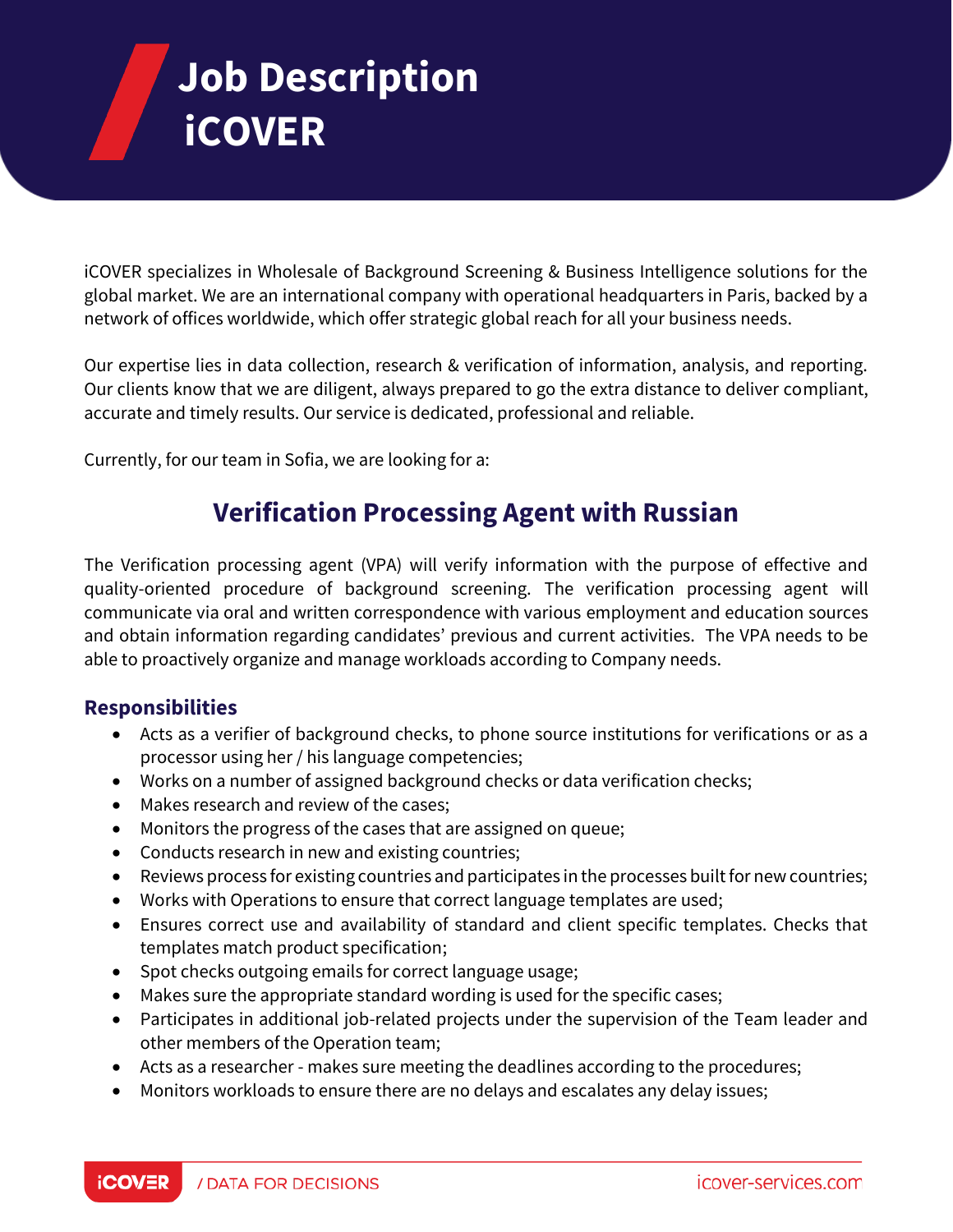# Job Description iCOVER

iCOVER specializes in Wholesale of Background Screening & Business Intelligence solutions for the global market. We are an international company with operational headquarters in Paris, backed by a network of offices worldwide, which offer strategic global reach for all your business needs.

Our expertise lies in data collection, research & verification of information, analysis, and reporting. Our clients know that we are diligent, always prepared to go the extra distance to deliver compliant, accurate and timely results. Our service is dedicated, professional and reliable.

Currently, for our team in Sofia, we are looking for a:

## Verification Processing Agent with Russian

The Verification processing agent (VPA) will verify information with the purpose of effective and quality-oriented procedure of background screening. The verification processing agent will communicate via oral and written correspondence with various employment and education sources and obtain information regarding candidates' previous and current activities. The VPA needs to be able to proactively organize and manage workloads according to Company needs.

### Responsibilities

- Acts as a verifier of background checks, to phone source institutions for verifications or as a processor using her / his language competencies;
- Works on a number of assigned background checks or data verification checks;
- Makes research and review of the cases;
- Monitors the progress of the cases that are assigned on queue;
- Conducts research in new and existing countries;
- Reviews process for existing countries and participates in the processes built for new countries;
- Works with Operations to ensure that correct language templates are used;
- Ensures correct use and availability of standard and client specific templates. Checks that templates match product specification;
- Spot checks outgoing emails for correct language usage;
- Makes sure the appropriate standard wording is used for the specific cases;
- Participates in additional job-related projects under the supervision of the Team leader and other members of the Operation team;
- Acts as a researcher - makes sure meeting the deadlines according to the procedures;
- Monitors workloads to ensure there are no delays and escalates any delay issues;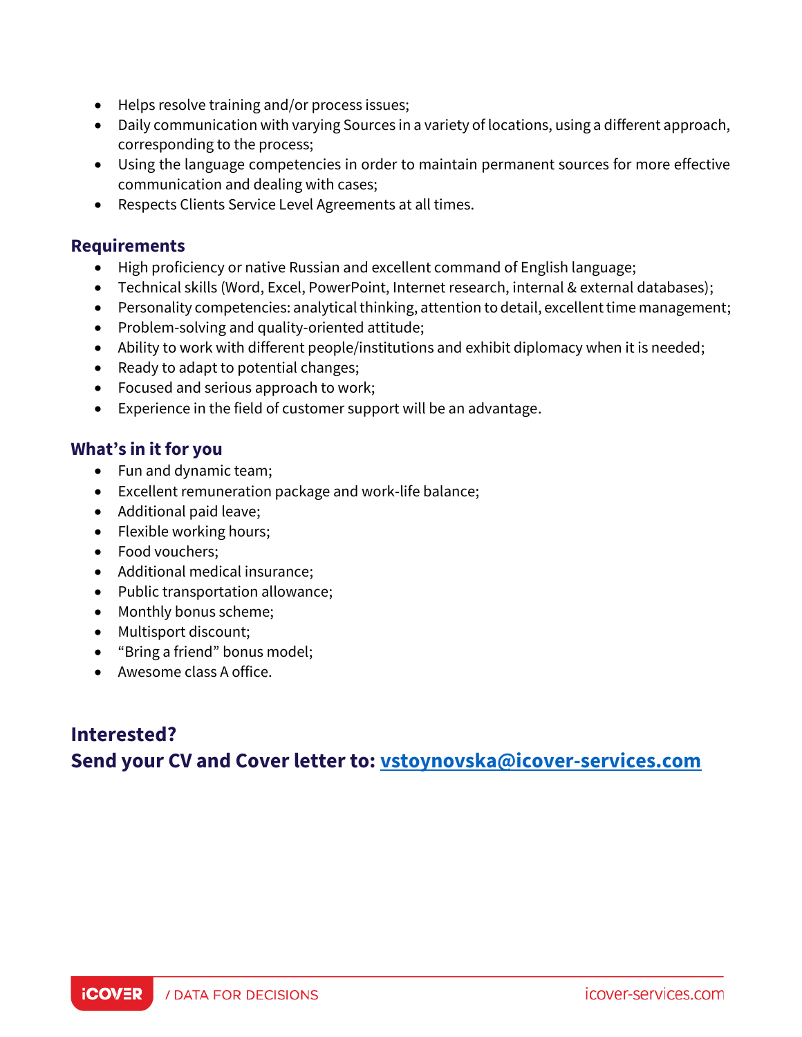- Helps resolve training and/or process issues;
- Daily communication with varying Sources in a variety of locations, using a different approach, corresponding to the process;
- Using the language competencies in order to maintain permanent sources for more effective communication and dealing with cases;
- Respects Clients Service Level Agreements at all times.

## Requirements

- High proficiency or native Russian and excellent command of English language;
- Technical skills (Word, Excel, PowerPoint, Internet research, internal & external databases);
- Personality competencies: analytical thinking, attention to detail, excellent time management;
- Problem-solving and quality-oriented attitude;
- Ability to work with different people/institutions and exhibit diplomacy when it is needed;
- Ready to adapt to potential changes;
- Focused and serious approach to work;
- Experience in the field of customer support will be an advantage.

## What's in it for you

- Fun and dynamic team;
- Excellent remuneration package and work-life balance;
- Additional paid leave;
- Flexible working hours;
- Food vouchers;
- Additional medical insurance;
- Public transportation allowance;
- Monthly bonus scheme;
- Multisport discount;
- "Bring a friend" bonus model;
- Awesome class A office.

## Interested?

## Send your CV and Cover letter to: vstoynovska@icover-services.com